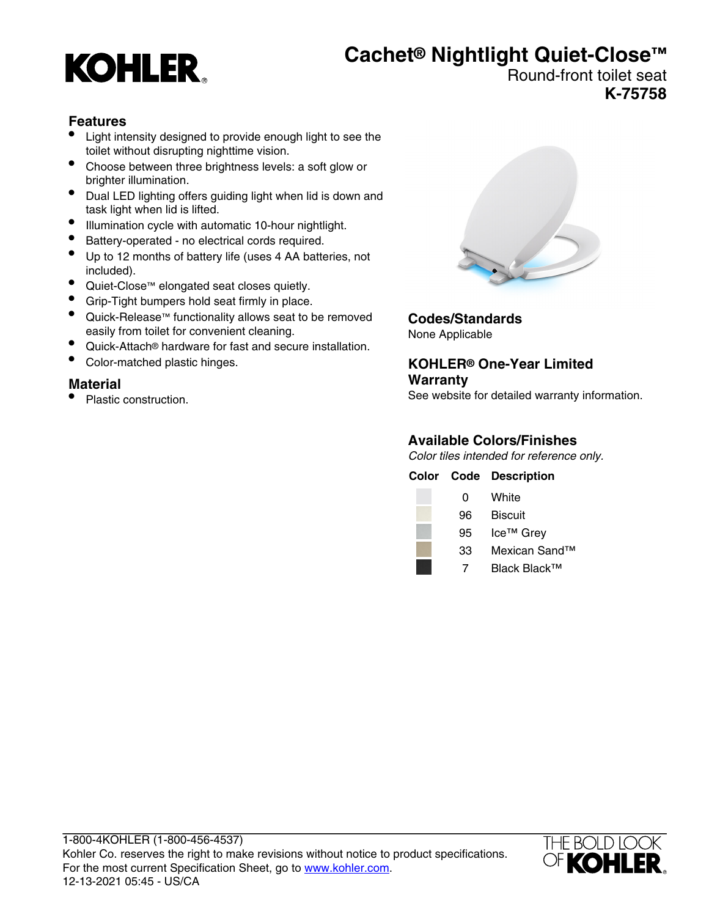# KOHLER

# Cachet® Nightlight Quiet-Close™

Round-front toilet seat

**K-75758**

## Features

- Light intensity designed to provide enough light to see the toilet without disrupting nighttime vision.
- Choose between three brightness levels: a soft glow or brighter illumination.
- Dual LED lighting offers guiding light when lid is down and task light when lid is lifted.
- Illumination cycle with automatic 10-hour nightlight.
- Battery-operated - no electrical cords required.
- Up to 12 months of battery life (uses 4 AA batteries, not included).
- Quiet-Close™ elongated seat closes quietly.
- Grip-Tight bumpers hold seat firmly in place.
- Quick-Release™ functionality allows seat to be removed easily from toilet for convenient cleaning.
- Quick-Attach® hardware for fast and secure installation.
- Color-matched plastic hinges.

## Material

- Plastic construction.

## Codes/Standards

None Applicable

## KOHLER® One-Year Limited Warranty

See website for detailed warranty information.

## Available Colors/Finishes

*Color tiles intended for reference only.*

| Color | Code | Description |
| --- | --- | --- |
| | 0 | White |
| | 96 | Biscuit |
| | 95 | Ice™ Grey |
| | 33 | Mexican Sand™ |
| | 7 | Black Black™ |

1-800-4KOHLER (1-800-456-4537)
Kohler Co. reserves the right to make revisions without notice to product specifications.
For the most current Specification Sheet, go to www.kohler.com.
12-13-2021 05:45 - US/CA

THE BOLD LOOK OF KOHLER®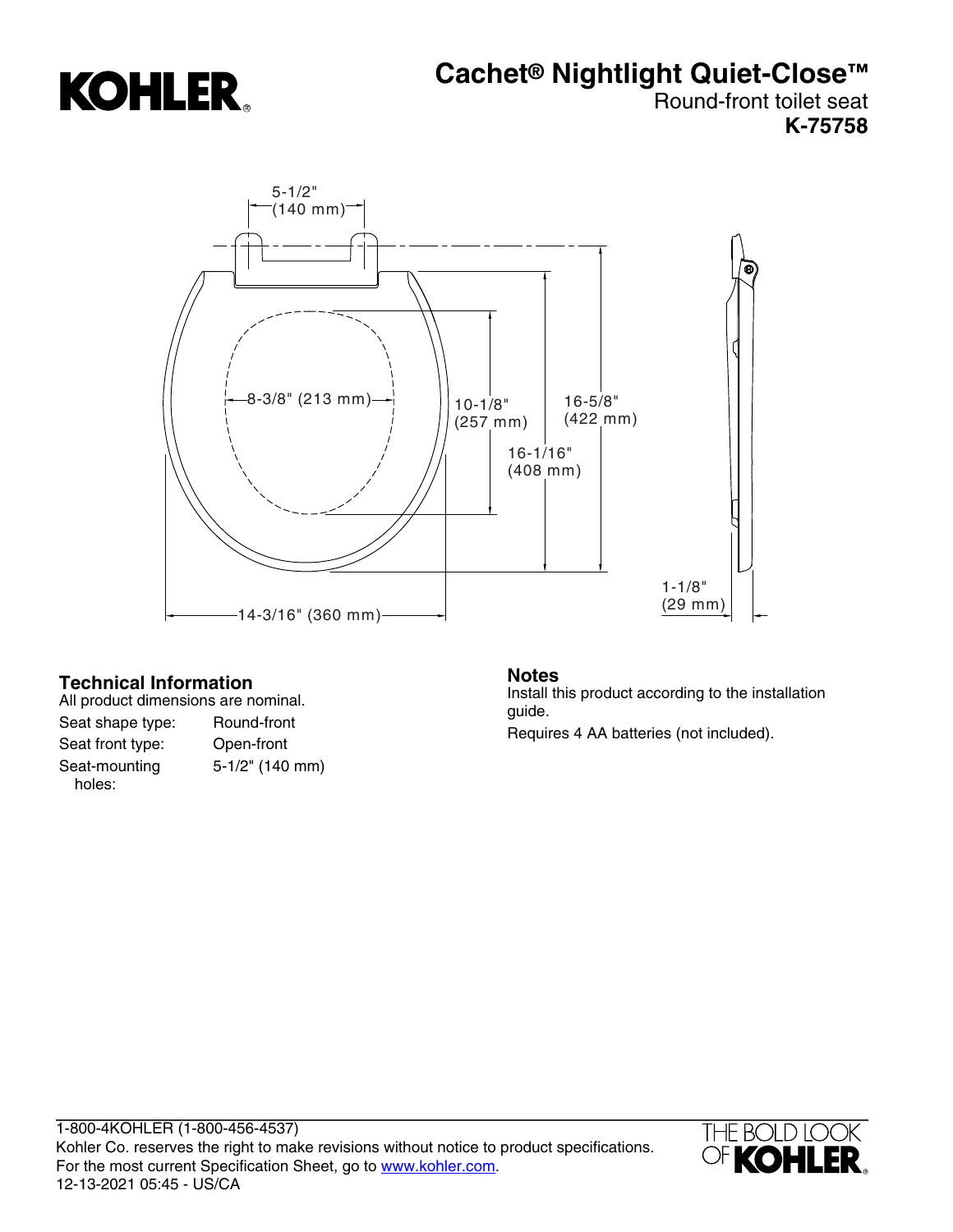# Cachet® Nightlight Quiet-Close™

Round-front toilet seat

**K-75758**

5-1/2"
(140 mm)

8-3/8" (213 mm)

10-1/8"
(257 mm)

16-5/8"
(422 mm)

16-1/16"
(408 mm)

14-3/16" (360 mm)

1-1/8"
(29 mm)

## Technical Information

All product dimensions are nominal.

| | |
|---|---|
| Seat shape type: | Round-front |
| Seat front type: | Open-front |
| Seat-mounting holes: | 5-1/2" (140 mm) |

## Notes

Install this product according to the installation guide.

Requires 4 AA batteries (not included).

1-800-4KOHLER (1-800-456-4537)
Kohler Co. reserves the right to make revisions without notice to product specifications.
For the most current Specification Sheet, go to www.kohler.com.
12-13-2021 05:45 - US/CA